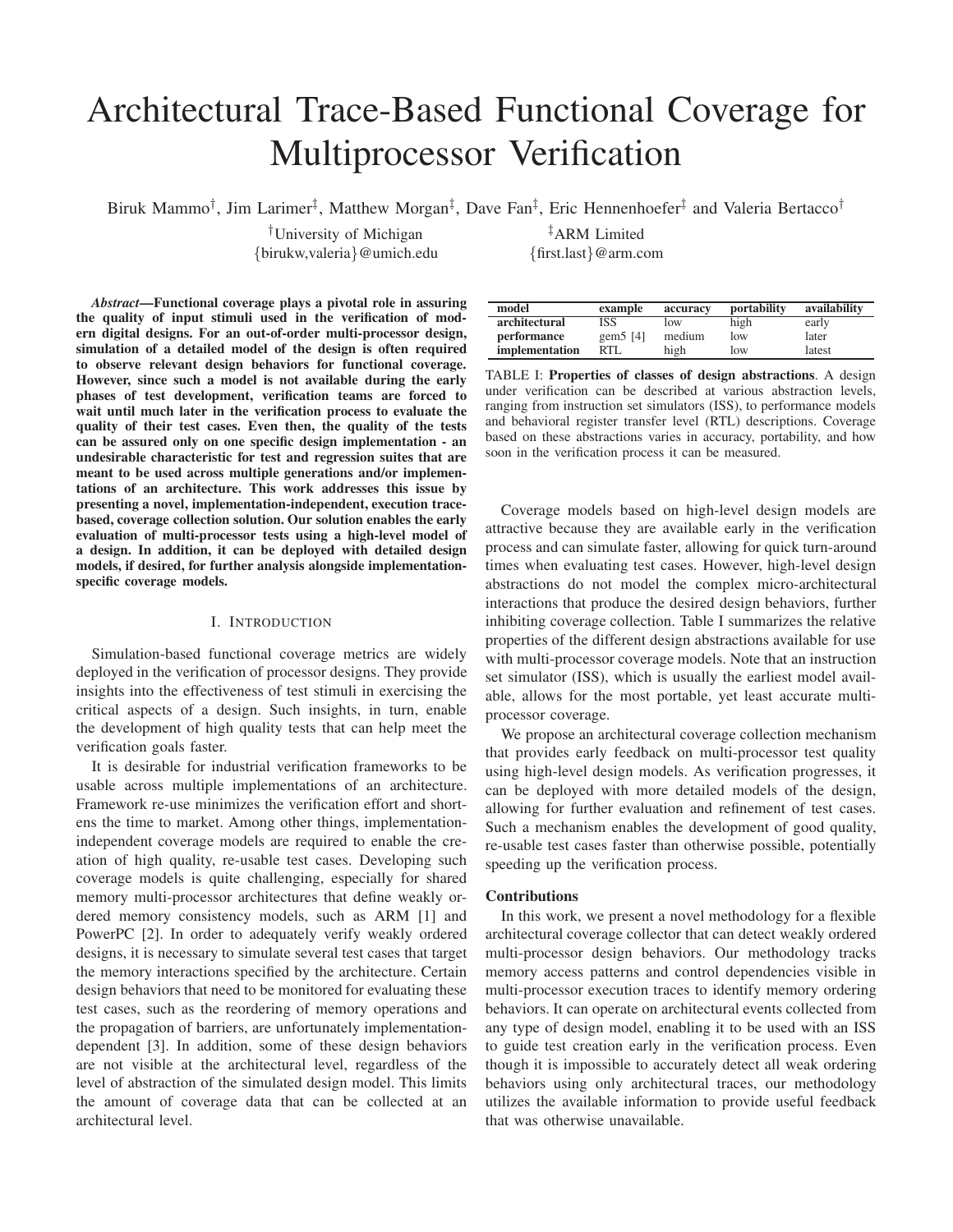# Architectural Trace-Based Functional Coverage for Multiprocessor Verification

Biruk Mammo[†], Jim Larimer[‡], Matthew Morgan[‡], Dave Fan[‡], Eric Hennenhoefer[‡] and Valeria Bertacco[†]

[†]University of Michigan
{birukw,valeria}@umich.edu

[‡]ARM Limited
{first.last}@arm.com

***Abstract*—Functional coverage plays a pivotal role in assuring the quality of input stimuli used in the verification of modern digital designs. For an out-of-order multi-processor design, simulation of a detailed model of the design is often required to observe relevant design behaviors for functional coverage. However, since such a model is not available during the early phases of test development, verification teams are forced to wait until much later in the verification process to evaluate the quality of their test cases. Even then, the quality of the tests can be assured only on one specific design implementation - an undesirable characteristic for test and regression suites that are meant to be used across multiple generations and/or implementations of an architecture. This work addresses this issue by presenting a novel, implementation-independent, execution trace-based, coverage collection solution. Our solution enables the early evaluation of multi-processor tests using a high-level model of a design. In addition, it can be deployed with detailed design models, if desired, for further analysis alongside implementation-specific coverage models.**

## I. Introduction

Simulation-based functional coverage metrics are widely deployed in the verification of processor designs. They provide insights into the effectiveness of test stimuli in exercising the critical aspects of a design. Such insights, in turn, enable the development of high quality tests that can help meet the verification goals faster.

It is desirable for industrial verification frameworks to be usable across multiple implementations of an architecture. Framework re-use minimizes the verification effort and shortens the time to market. Among other things, implementation-independent coverage models are required to enable the creation of high quality, re-usable test cases. Developing such coverage models is quite challenging, especially for shared memory multi-processor architectures that define weakly ordered memory consistency models, such as ARM [1] and PowerPC [2]. In order to adequately verify weakly ordered designs, it is necessary to simulate several test cases that target the memory interactions specified by the architecture. Certain design behaviors that need to be monitored for evaluating these test cases, such as the reordering of memory operations and the propagation of barriers, are unfortunately implementation-dependent [3]. In addition, some of these design behaviors are not visible at the architectural level, regardless of the level of abstraction of the simulated design model. This limits the amount of coverage data that can be collected at an architectural level.

| model | example | accuracy | portability | availability |
|---|---|---|---|---|
| architectural | ISS | low | high | early |
| performance | gem5 [4] | medium | low | later |
| implementation | RTL | high | low | latest |

TABLE I: **Properties of classes of design abstractions**. A design under verification can be described at various abstraction levels, ranging from instruction set simulators (ISS), to performance models and behavioral register transfer level (RTL) descriptions. Coverage based on these abstractions varies in accuracy, portability, and how soon in the verification process it can be measured.

Coverage models based on high-level design models are attractive because they are available early in the verification process and can simulate faster, allowing for quick turn-around times when evaluating test cases. However, high-level design abstractions do not model the complex micro-architectural interactions that produce the desired design behaviors, further inhibiting coverage collection. Table I summarizes the relative properties of the different design abstractions available for use with multi-processor coverage models. Note that an instruction set simulator (ISS), which is usually the earliest model available, allows for the most portable, yet least accurate multi-processor coverage.

We propose an architectural coverage collection mechanism that provides early feedback on multi-processor test quality using high-level design models. As verification progresses, it can be deployed with more detailed models of the design, allowing for further evaluation and refinement of test cases. Such a mechanism enables the development of good quality, re-usable test cases faster than otherwise possible, potentially speeding up the verification process.

### Contributions

In this work, we present a novel methodology for a flexible architectural coverage collector that can detect weakly ordered multi-processor design behaviors. Our methodology tracks memory access patterns and control dependencies visible in multi-processor execution traces to identify memory ordering behaviors. It can operate on architectural events collected from any type of design model, enabling it to be used with an ISS to guide test creation early in the verification process. Even though it is impossible to accurately detect all weak ordering behaviors using only architectural traces, our methodology utilizes the available information to provide useful feedback that was otherwise unavailable.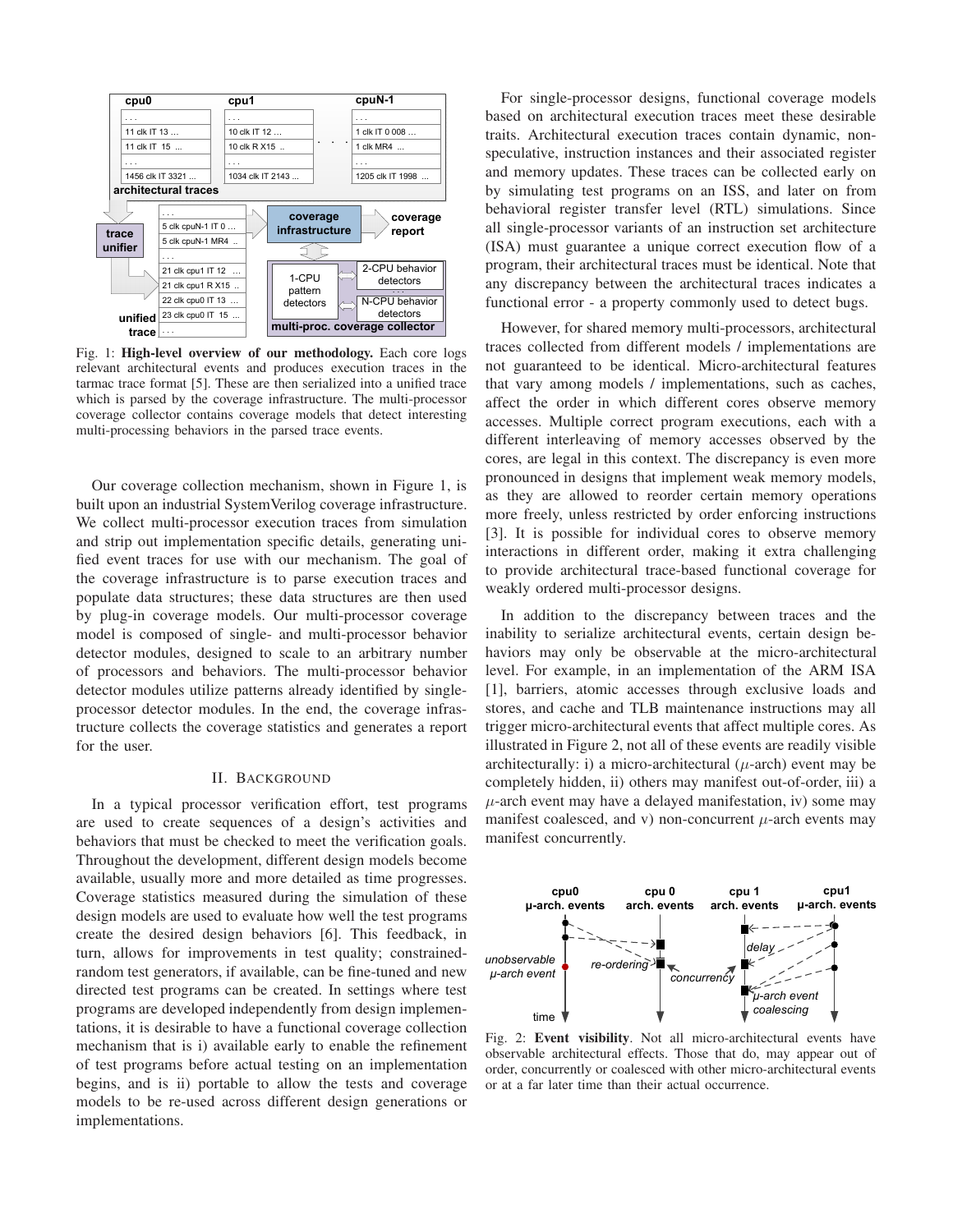Fig. 1: **High-level overview of our methodology.** Each core logs relevant architectural events and produces execution traces in the tarmac trace format [5]. These are then serialized into a unified trace which is parsed by the coverage infrastructure. The multi-processor coverage collector contains coverage models that detect interesting multi-processing behaviors in the parsed trace events.

Our coverage collection mechanism, shown in Figure 1, is built upon an industrial SystemVerilog coverage infrastructure. We collect multi-processor execution traces from simulation and strip out implementation specific details, generating unified event traces for use with our mechanism. The goal of the coverage infrastructure is to parse execution traces and populate data structures; these data structures are then used by plug-in coverage models. Our multi-processor coverage model is composed of single- and multi-processor behavior detector modules, designed to scale to an arbitrary number of processors and behaviors. The multi-processor behavior detector modules utilize patterns already identified by single-processor detector modules. In the end, the coverage infrastructure collects the coverage statistics and generates a report for the user.

## II. Background

In a typical processor verification effort, test programs are used to create sequences of a design's activities and behaviors that must be checked to meet the verification goals. Throughout the development, different design models become available, usually more and more detailed as time progresses. Coverage statistics measured during the simulation of these design models are used to evaluate how well the test programs create the desired design behaviors [6]. This feedback, in turn, allows for improvements in test quality; constrained-random test generators, if available, can be fine-tuned and new directed test programs can be created. In settings where test programs are developed independently from design implementations, it is desirable to have a functional coverage collection mechanism that is i) available early to enable the refinement of test programs before actual testing on an implementation begins, and is ii) portable to allow the tests and coverage models to be re-used across different design generations or implementations.

For single-processor designs, functional coverage models based on architectural execution traces meet these desirable traits. Architectural execution traces contain dynamic, non-speculative, instruction instances and their associated register and memory updates. These traces can be collected early on by simulating test programs on an ISS, and later on from behavioral register transfer level (RTL) simulations. Since all single-processor variants of an instruction set architecture (ISA) must guarantee a unique correct execution flow of a program, their architectural traces must be identical. Note that any discrepancy between the architectural traces indicates a functional error - a property commonly used to detect bugs.

However, for shared memory multi-processors, architectural traces collected from different models / implementations are not guaranteed to be identical. Micro-architectural features that vary among models / implementations, such as caches, affect the order in which different cores observe memory accesses. Multiple correct program executions, each with a different interleaving of memory accesses observed by the cores, are legal in this context. The discrepancy is even more pronounced in designs that implement weak memory models, as they are allowed to reorder certain memory operations more freely, unless restricted by order enforcing instructions [3]. It is possible for individual cores to observe memory interactions in different order, making it extra challenging to provide architectural trace-based functional coverage for weakly ordered multi-processor designs.

In addition to the discrepancy between traces and the inability to serialize architectural events, certain design behaviors may only be observable at the micro-architectural level. For example, in an implementation of the ARM ISA [1], barriers, atomic accesses through exclusive loads and stores, and cache and TLB maintenance instructions may all trigger micro-architectural events that affect multiple cores. As illustrated in Figure 2, not all of these events are readily visible architecturally: i) a micro-architectural ($\mu$-arch) event may be completely hidden, ii) others may manifest out-of-order, iii) a $\mu$-arch event may have a delayed manifestation, iv) some may manifest coalesced, and v) non-concurrent $\mu$-arch events may manifest concurrently.

Fig. 2: **Event visibility**. Not all micro-architectural events have observable architectural effects. Those that do, may appear out of order, concurrently or coalesced with other micro-architectural events or at a far later time than their actual occurrence.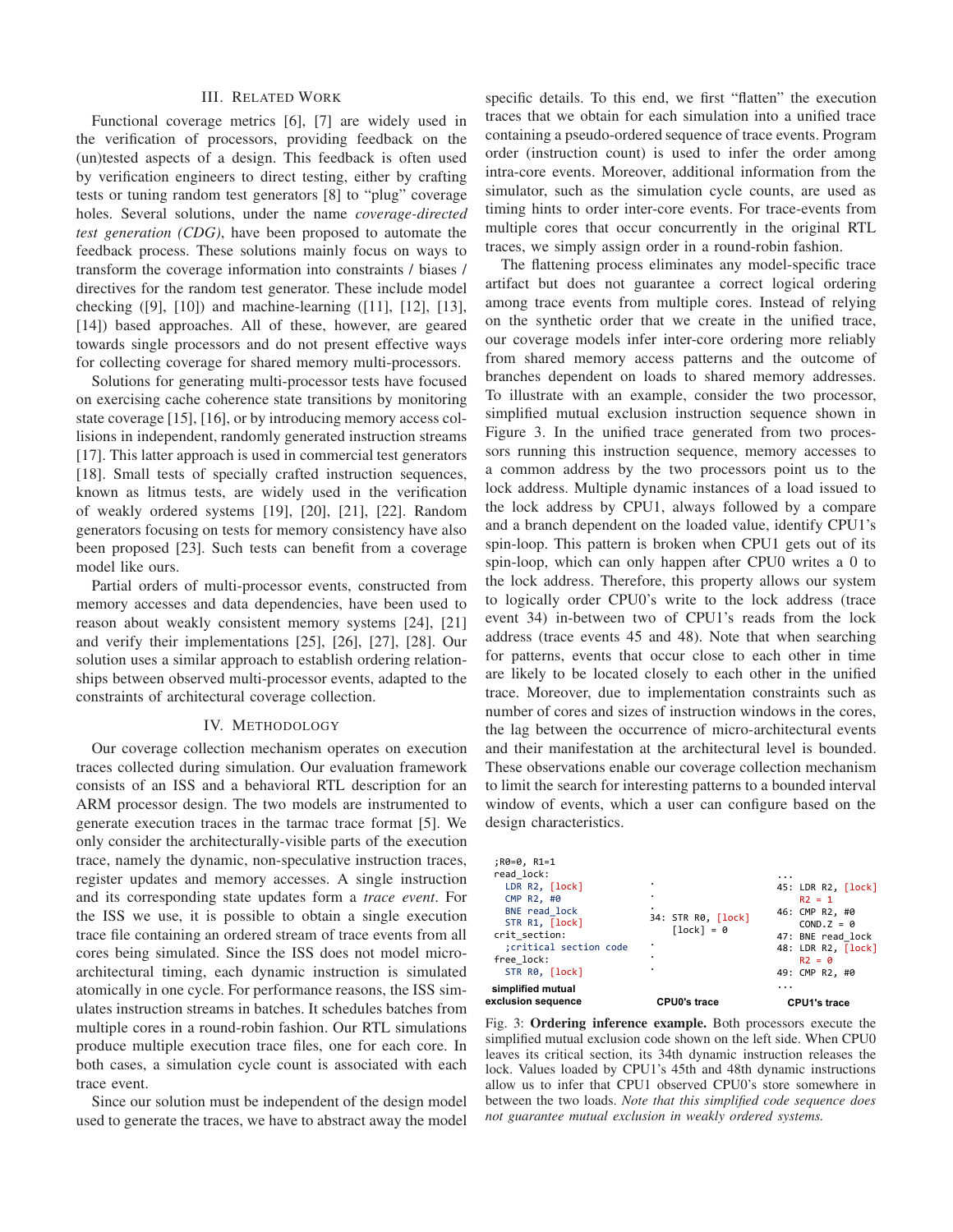## III. Related Work

Functional coverage metrics [6], [7] are widely used in the verification of processors, providing feedback on the (un)tested aspects of a design. This feedback is often used by verification engineers to direct testing, either by crafting tests or tuning random test generators [8] to "plug" coverage holes. Several solutions, under the name *coverage-directed test generation (CDG)*, have been proposed to automate the feedback process. These solutions mainly focus on ways to transform the coverage information into constraints / biases / directives for the random test generator. These include model checking ([9], [10]) and machine-learning ([11], [12], [13], [14]) based approaches. All of these, however, are geared towards single processors and do not present effective ways for collecting coverage for shared memory multi-processors.

Solutions for generating multi-processor tests have focused on exercising cache coherence state transitions by monitoring state coverage [15], [16], or by introducing memory access collisions in independent, randomly generated instruction streams [17]. This latter approach is used in commercial test generators [18]. Small tests of specially crafted instruction sequences, known as litmus tests, are widely used in the verification of weakly ordered systems [19], [20], [21], [22]. Random generators focusing on tests for memory consistency have also been proposed [23]. Such tests can benefit from a coverage model like ours.

Partial orders of multi-processor events, constructed from memory accesses and data dependencies, have been used to reason about weakly consistent memory systems [24], [21] and verify their implementations [25], [26], [27], [28]. Our solution uses a similar approach to establish ordering relationships between observed multi-processor events, adapted to the constraints of architectural coverage collection.

## IV. Methodology

Our coverage collection mechanism operates on execution traces collected during simulation. Our evaluation framework consists of an ISS and a behavioral RTL description for an ARM processor design. The two models are instrumented to generate execution traces in the tarmac trace format [5]. We only consider the architecturally-visible parts of the execution trace, namely the dynamic, non-speculative instruction traces, register updates and memory accesses. A single instruction and its corresponding state updates form a *trace event*. For the ISS we use, it is possible to obtain a single execution trace file containing an ordered stream of trace events from all cores being simulated. Since the ISS does not model micro-architectural timing, each dynamic instruction is simulated atomically in one cycle. For performance reasons, the ISS simulates instruction streams in batches. It schedules batches from multiple cores in a round-robin fashion. Our RTL simulations produce multiple execution trace files, one for each core. In both cases, a simulation cycle count is associated with each trace event.

Since our solution must be independent of the design model used to generate the traces, we have to abstract away the model specific details. To this end, we first "flatten" the execution traces that we obtain for each simulation into a unified trace containing a pseudo-ordered sequence of trace events. Program order (instruction count) is used to infer the order among intra-core events. Moreover, additional information from the simulator, such as the simulation cycle counts, are used as timing hints to order inter-core events. For trace-events from multiple cores that occur concurrently in the original RTL traces, we simply assign order in a round-robin fashion.

The flattening process eliminates any model-specific trace artifact but does not guarantee a correct logical ordering among trace events from multiple cores. Instead of relying on the synthetic order that we create in the unified trace, our coverage models infer inter-core ordering more reliably from shared memory access patterns and the outcome of branches dependent on loads to shared memory addresses. To illustrate with an example, consider the two processor, simplified mutual exclusion instruction sequence shown in Figure 3. In the unified trace generated from two processors running this instruction sequence, memory accesses to a common address by the two processors point us to the lock address. Multiple dynamic instances of a load issued to the lock address by CPU1, always followed by a compare and a branch dependent on the loaded value, identify CPU1's spin-loop. This pattern is broken when CPU1 gets out of its spin-loop, which can only happen after CPU0 writes a 0 to the lock address. Therefore, this property allows our system to logically order CPU0's write to the lock address (trace event 34) in-between two of CPU1's reads from the lock address (trace events 45 and 48). Note that when searching for patterns, events that occur close to each other in time are likely to be located closely to each other in the unified trace. Moreover, due to implementation constraints such as number of cores and sizes of instruction windows in the cores, the lag between the occurrence of micro-architectural events and their manifestation at the architectural level is bounded. These observations enable our coverage collection mechanism to limit the search for interesting patterns to a bounded interval window of events, which a user can configure based on the design characteristics.

```
simplified mutual exclusion sequence:

;R0=0, R1=1
read_lock:
  LDR R2, [lock]
  CMP R2, #0
  BNE read_lock
  STR R1, [lock]
crit_section:
  ;critical section code
free_lock:
  STR R0, [lock]

CPU0's trace:
  .
  .
  .
  34: STR R0, [lock]
      [lock] = 0
  .
  .
  .

CPU1's trace:
  ...
  45: LDR R2, [lock]
      R2 = 1
  46: CMP R2, #0
      COND.Z = 0
  47: BNE read_lock
  48: LDR R2, [lock]
      R2 = 0
  49: CMP R2, #0
  ...
```

Fig. 3: **Ordering inference example.** Both processors execute the simplified mutual exclusion code shown on the left side. When CPU0 leaves its critical section, its 34th dynamic instruction releases the lock. Values loaded by CPU1's 45th and 48th dynamic instructions allow us to infer that CPU1 observed CPU0's store somewhere in between the two loads. *Note that this simplified code sequence does not guarantee mutual exclusion in weakly ordered systems.*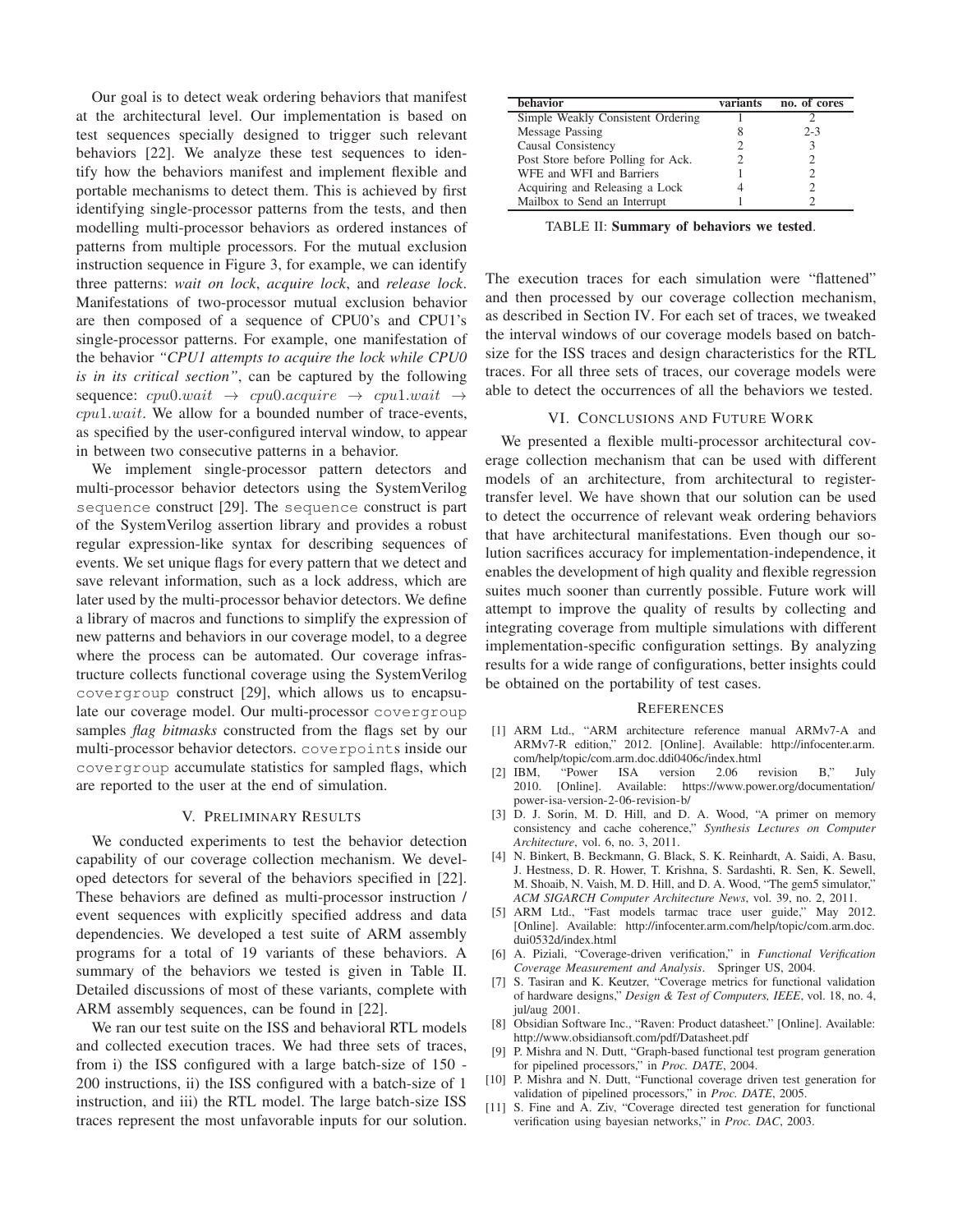Our goal is to detect weak ordering behaviors that manifest at the architectural level. Our implementation is based on test sequences specially designed to trigger such relevant behaviors [22]. We analyze these test sequences to identify how the behaviors manifest and implement flexible and portable mechanisms to detect them. This is achieved by first identifying single-processor patterns from the tests, and then modelling multi-processor behaviors as ordered instances of patterns from multiple processors. For the mutual exclusion instruction sequence in Figure 3, for example, we can identify three patterns: *wait on lock*, *acquire lock*, and *release lock*. Manifestations of two-processor mutual exclusion behavior are then composed of a sequence of CPU0's and CPU1's single-processor patterns. For example, one manifestation of the behavior *"CPU1 attempts to acquire the lock while CPU0 is in its critical section"*, can be captured by the following sequence: $cpu0.wait \rightarrow cpu0.acquire \rightarrow cpu1.wait \rightarrow cpu1.wait$. We allow for a bounded number of trace-events, as specified by the user-configured interval window, to appear in between two consecutive patterns in a behavior.

We implement single-processor pattern detectors and multi-processor behavior detectors using the SystemVerilog `sequence` construct [29]. The `sequence` construct is part of the SystemVerilog assertion library and provides a robust regular expression-like syntax for describing sequences of events. We set unique flags for every pattern that we detect and save relevant information, such as a lock address, which are later used by the multi-processor behavior detectors. We define a library of macros and functions to simplify the expression of new patterns and behaviors in our coverage model, to a degree where the process can be automated. Our coverage infrastructure collects functional coverage using the SystemVerilog `covergroup` construct [29], which allows us to encapsulate our coverage model. Our multi-processor `covergroup` samples *flag bitmasks* constructed from the flags set by our multi-processor behavior detectors. `coverpoint`s inside our `covergroup` accumulate statistics for sampled flags, which are reported to the user at the end of simulation.

## V. Preliminary Results

We conducted experiments to test the behavior detection capability of our coverage collection mechanism. We developed detectors for several of the behaviors specified in [22]. These behaviors are defined as multi-processor instruction / event sequences with explicitly specified address and data dependencies. We developed a test suite of ARM assembly programs for a total of 19 variants of these behaviors. A summary of the behaviors we tested is given in Table II. Detailed discussions of most of these variants, complete with ARM assembly sequences, can be found in [22].

We ran our test suite on the ISS and behavioral RTL models and collected execution traces. We had three sets of traces, from i) the ISS configured with a large batch-size of 150 - 200 instructions, ii) the ISS configured with a batch-size of 1 instruction, and iii) the RTL model. The large batch-size ISS traces represent the most unfavorable inputs for our solution.

| behavior | variants | no. of cores |
|---|---|---|
| Simple Weakly Consistent Ordering | 1 | 2 |
| Message Passing | 8 | 2-3 |
| Causal Consistency | 2 | 3 |
| Post Store before Polling for Ack. | 2 | 2 |
| WFE and WFI and Barriers | 1 | 2 |
| Acquiring and Releasing a Lock | 4 | 2 |
| Mailbox to Send an Interrupt | 1 | 2 |

TABLE II: **Summary of behaviors we tested**.

The execution traces for each simulation were "flattened" and then processed by our coverage collection mechanism, as described in Section IV. For each set of traces, we tweaked the interval windows of our coverage models based on batch-size for the ISS traces and design characteristics for the RTL traces. For all three sets of traces, our coverage models were able to detect the occurrences of all the behaviors we tested.

## VI. Conclusions and Future Work

We presented a flexible multi-processor architectural coverage collection mechanism that can be used with different models of an architecture, from architectural to register-transfer level. We have shown that our solution can be used to detect the occurrence of relevant weak ordering behaviors that have architectural manifestations. Even though our solution sacrifices accuracy for implementation-independence, it enables the development of high quality and flexible regression suites much sooner than currently possible. Future work will attempt to improve the quality of results by collecting and integrating coverage from multiple simulations with different implementation-specific configuration settings. By analyzing results for a wide range of configurations, better insights could be obtained on the portability of test cases.

## References

[1] ARM Ltd., "ARM architecture reference manual ARMv7-A and ARMv7-R edition," 2012. [Online]. Available: http://infocenter.arm.com/help/topic/com.arm.doc.ddi0406c/index.html

[2] IBM, "Power ISA version 2.06 revision B," July 2010. [Online]. Available: https://www.power.org/documentation/power-isa-version-2-06-revision-b/

[3] D. J. Sorin, M. D. Hill, and D. A. Wood, "A primer on memory consistency and cache coherence," *Synthesis Lectures on Computer Architecture*, vol. 6, no. 3, 2011.

[4] N. Binkert, B. Beckmann, G. Black, S. K. Reinhardt, A. Saidi, A. Basu, J. Hestness, D. R. Hower, T. Krishna, S. Sardashti, R. Sen, K. Sewell, M. Shoaib, N. Vaish, M. D. Hill, and D. A. Wood, "The gem5 simulator," *ACM SIGARCH Computer Architecture News*, vol. 39, no. 2, 2011.

[5] ARM Ltd., "Fast models tarmac trace user guide," May 2012. [Online]. Available: http://infocenter.arm.com/help/topic/com.arm.doc.dui0532d/index.html

[6] A. Piziali, "Coverage-driven verification," in *Functional Verification Coverage Measurement and Analysis*. Springer US, 2004.

[7] S. Tasiran and K. Keutzer, "Coverage metrics for functional validation of hardware designs," *Design & Test of Computers, IEEE*, vol. 18, no. 4, jul/aug 2001.

[8] Obsidian Software Inc., "Raven: Product datasheet." [Online]. Available: http://www.obsidiansoft.com/pdf/Datasheet.pdf

[9] P. Mishra and N. Dutt, "Graph-based functional test program generation for pipelined processors," in *Proc. DATE*, 2004.

[10] P. Mishra and N. Dutt, "Functional coverage driven test generation for validation of pipelined processors," in *Proc. DATE*, 2005.

[11] S. Fine and A. Ziv, "Coverage directed test generation for functional verification using bayesian networks," in *Proc. DAC*, 2003.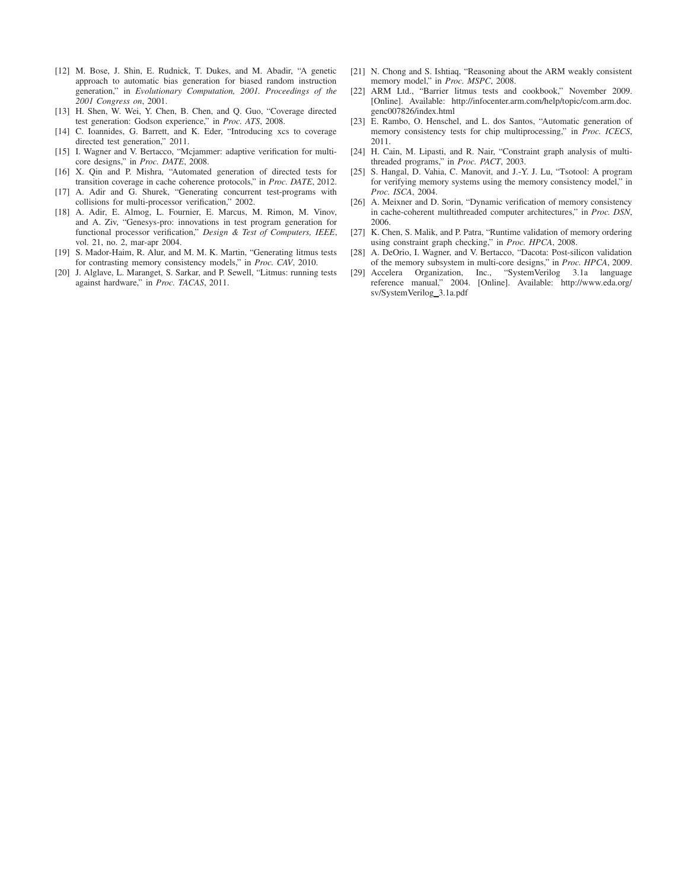[12] M. Bose, J. Shin, E. Rudnick, T. Dukes, and M. Abadir, "A genetic approach to automatic bias generation for biased random instruction generation," in *Evolutionary Computation, 2001. Proceedings of the 2001 Congress on*, 2001.

[13] H. Shen, W. Wei, Y. Chen, B. Chen, and Q. Guo, "Coverage directed test generation: Godson experience," in *Proc. ATS*, 2008.

[14] C. Ioannides, G. Barrett, and K. Eder, "Introducing xcs to coverage directed test generation," 2011.

[15] I. Wagner and V. Bertacco, "Mcjammer: adaptive verification for multi-core designs," in *Proc. DATE*, 2008.

[16] X. Qin and P. Mishra, "Automated generation of directed tests for transition coverage in cache coherence protocols," in *Proc. DATE*, 2012.

[17] A. Adir and G. Shurek, "Generating concurrent test-programs with collisions for multi-processor verification," 2002.

[18] A. Adir, E. Almog, L. Fournier, E. Marcus, M. Rimon, M. Vinov, and A. Ziv, "Genesys-pro: innovations in test program generation for functional processor verification," *Design & Test of Computers, IEEE*, vol. 21, no. 2, mar-apr 2004.

[19] S. Mador-Haim, R. Alur, and M. M. K. Martin, "Generating litmus tests for contrasting memory consistency models," in *Proc. CAV*, 2010.

[20] J. Alglave, L. Maranget, S. Sarkar, and P. Sewell, "Litmus: running tests against hardware," in *Proc. TACAS*, 2011.

[21] N. Chong and S. Ishtiaq, "Reasoning about the ARM weakly consistent memory model," in *Proc. MSPC*, 2008.

[22] ARM Ltd., "Barrier litmus tests and cookbook," November 2009. [Online]. Available: http://infocenter.arm.com/help/topic/com.arm.doc.genc007826/index.html

[23] E. Rambo, O. Henschel, and L. dos Santos, "Automatic generation of memory consistency tests for chip multiprocessing," in *Proc. ICECS*, 2011.

[24] H. Cain, M. Lipasti, and R. Nair, "Constraint graph analysis of multi-threaded programs," in *Proc. PACT*, 2003.

[25] S. Hangal, D. Vahia, C. Manovit, and J.-Y. J. Lu, "Tsotool: A program for verifying memory systems using the memory consistency model," in *Proc. ISCA*, 2004.

[26] A. Meixner and D. Sorin, "Dynamic verification of memory consistency in cache-coherent multithreaded computer architectures," in *Proc. DSN*, 2006.

[27] K. Chen, S. Malik, and P. Patra, "Runtime validation of memory ordering using constraint graph checking," in *Proc. HPCA*, 2008.

[28] A. DeOrio, I. Wagner, and V. Bertacco, "Dacota: Post-silicon validation of the memory subsystem in multi-core designs," in *Proc. HPCA*, 2009.

[29] Accelera Organization, Inc., "SystemVerilog 3.1a language reference manual," 2004. [Online]. Available: http://www.eda.org/sv/SystemVerilog_3.1a.pdf